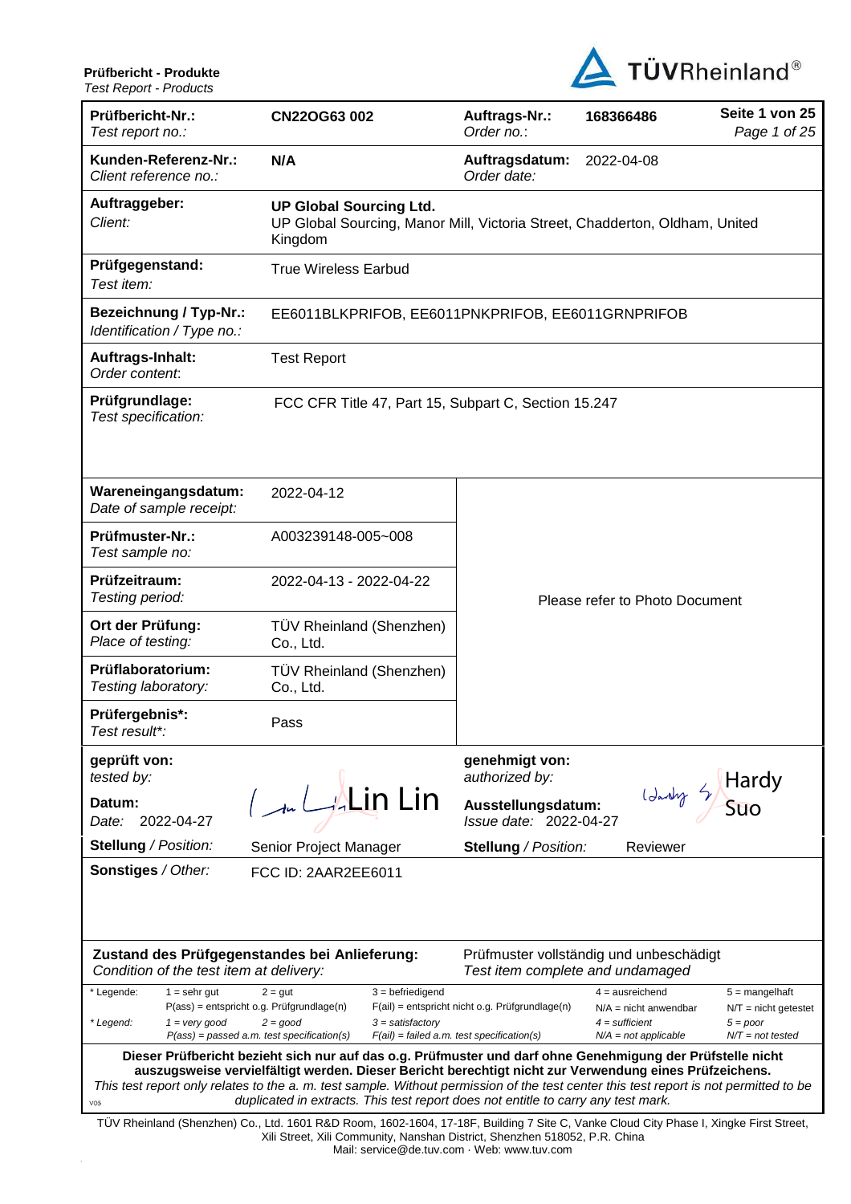**Prüfbericht - Produkte**
*Test Report - Products*

TÜVRheinland®

| | | | | |
|---|---|---|---|---|
| **Prüfbericht-Nr.:** *Test report no.:* | **CN22OG63 002** | **Auftrags-Nr.:** *Order no.:* | **168366486** | **Seite 1 von 25** *Page 1 of 25* |
| **Kunden-Referenz-Nr.:** *Client reference no.:* | **N/A** | **Auftragsdatum:** *Order date:* | 2022-04-08 | |
| **Auftraggeber:** *Client:* | **UP Global Sourcing Ltd.** UP Global Sourcing, Manor Mill, Victoria Street, Chadderton, Oldham, United Kingdom | | | |
| **Prüfgegenstand:** *Test item:* | True Wireless Earbud | | | |
| **Bezeichnung / Typ-Nr.:** *Identification / Type no.:* | EE6011BLKPRIFOB, EE6011PNKPRIFOB, EE6011GRNPRIFOB | | | |
| **Auftrags-Inhalt:** *Order content:* | Test Report | | | |
| **Prüfgrundlage:** *Test specification:* | FCC CFR Title 47, Part 15, Subpart C, Section 15.247 | | | |
| **Wareneingangsdatum:** *Date of sample receipt:* | 2022-04-12 | Please refer to Photo Document | | |
| **Prüfmuster-Nr.:** *Test sample no:* | A003239148-005~008 | | | |
| **Prüfzeitraum:** *Testing period:* | 2022-04-13 - 2022-04-22 | | | |
| **Ort der Prüfung:** *Place of testing:* | TÜV Rheinland (Shenzhen) Co., Ltd. | | | |
| **Prüflaboratorium:** *Testing laboratory:* | TÜV Rheinland (Shenzhen) Co., Ltd. | | | |
| **Prüfergebnis\*:** *Test result\*:* | Pass | | | |
| **geprüft von:** *tested by:* **Datum:** *Date:* 2022-04-27 | Lin Lin | **genehmigt von:** *authorized by:* **Ausstellungsdatum:** *Issue date:* 2022-04-27 | Hardy Suo | |
| **Stellung** / *Position:* | Senior Project Manager | **Stellung** / *Position:* | Reviewer | |
| **Sonstiges** / *Other:* | FCC ID: 2AAR2EE6011 | | | |

**Zustand des Prüfgegenstandes bei Anlieferung:** *Condition of the test item at delivery:*
Prüfmuster vollständig und unbeschädigt
*Test item complete and undamaged*

| | | | | | |
|---|---|---|---|---|---|
| \* Legende: | 1 = sehr gut | 2 = gut | 3 = befriedigend | 4 = ausreichend | 5 = mangelhaft |
| | P(ass) = entspricht o.g. Prüfgrundlage(n) | | F(ail) = entspricht nicht o.g. Prüfgrundlage(n) | N/A = nicht anwendbar | N/T = nicht getestet |
| *\* Legend:* | *1 = very good* | *2 = good* | *3 = satisfactory* | *4 = sufficient* | *5 = poor* |
| | *P(ass) = passed a.m. test specification(s)* | | *F(ail) = failed a.m. test specification(s)* | *N/A = not applicable* | *N/T = not tested* |

**Dieser Prüfbericht bezieht sich nur auf das o.g. Prüfmuster und darf ohne Genehmigung der Prüfstelle nicht auszugsweise vervielfältigt werden. Dieser Bericht berechtigt nicht zur Verwendung eines Prüfzeichens.**
*This test report only relates to the a. m. test sample. Without permission of the test center this test report is not permitted to be duplicated in extracts. This test report does not entitle to carry any test mark.*

TÜV Rheinland (Shenzhen) Co., Ltd. 1601 R&D Room, 1602-1604, 17-18F, Building 7 Site C, Vanke Cloud City Phase I, Xingke First Street, Xili Street, Xili Community, Nanshan District, Shenzhen 518052, P.R. China
Mail: service@de.tuv.com · Web: www.tuv.com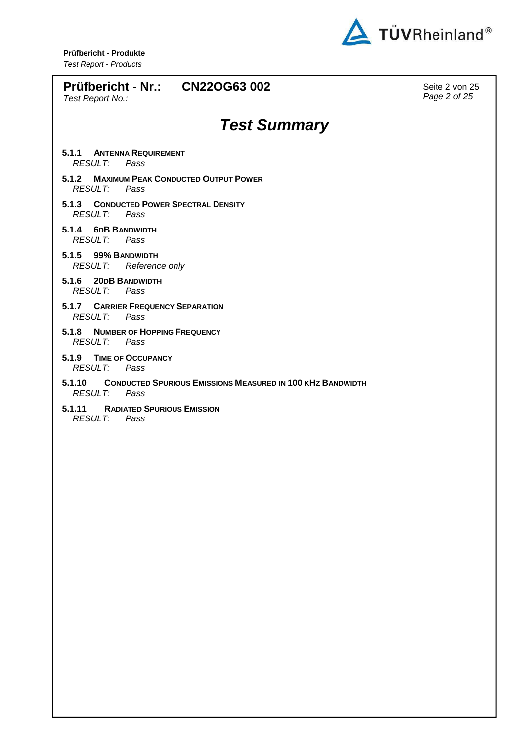**Prüfbericht - Nr.: CN22OG63 002**
*Test Report No.:*

# *Test Summary*

**5.1.1 ANTENNA REQUIREMENT**
*RESULT: Pass*

**5.1.2 MAXIMUM PEAK CONDUCTED OUTPUT POWER**
*RESULT: Pass*

**5.1.3 CONDUCTED POWER SPECTRAL DENSITY**
*RESULT: Pass*

**5.1.4 6DB BANDWIDTH**
*RESULT: Pass*

**5.1.5 99% BANDWIDTH**
*RESULT: Reference only*

**5.1.6 20DB BANDWIDTH**
*RESULT: Pass*

**5.1.7 CARRIER FREQUENCY SEPARATION**
*RESULT: Pass*

**5.1.8 NUMBER OF HOPPING FREQUENCY**
*RESULT: Pass*

**5.1.9 TIME OF OCCUPANCY**
*RESULT: Pass*

**5.1.10 CONDUCTED SPURIOUS EMISSIONS MEASURED IN 100 KHZ BANDWIDTH**
*RESULT: Pass*

**5.1.11 RADIATED SPURIOUS EMISSION**
*RESULT: Pass*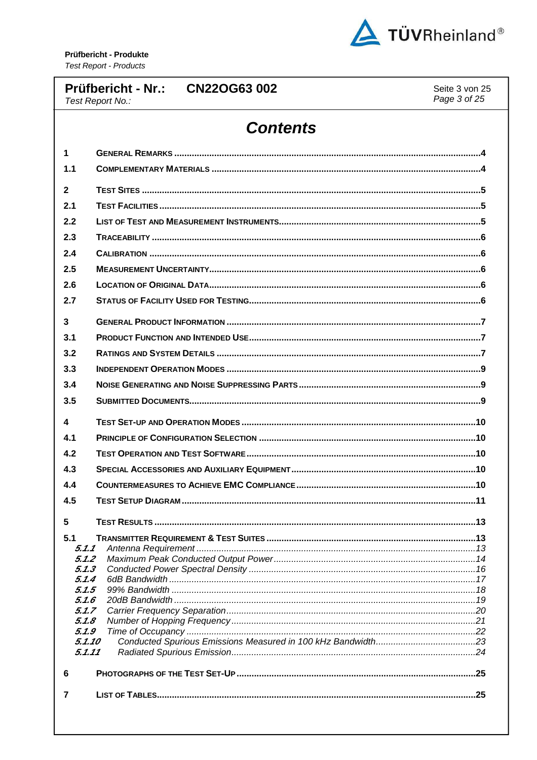# Contents

| | | |
|---|---|---|
| 1 | GENERAL REMARKS | 4 |
| 1.1 | COMPLEMENTARY MATERIALS | 4 |
| 2 | TEST SITES | 5 |
| 2.1 | TEST FACILITIES | 5 |
| 2.2 | LIST OF TEST AND MEASUREMENT INSTRUMENTS | 5 |
| 2.3 | TRACEABILITY | 6 |
| 2.4 | CALIBRATION | 6 |
| 2.5 | MEASUREMENT UNCERTAINTY | 6 |
| 2.6 | LOCATION OF ORIGINAL DATA | 6 |
| 2.7 | STATUS OF FACILITY USED FOR TESTING | 6 |
| 3 | GENERAL PRODUCT INFORMATION | 7 |
| 3.1 | PRODUCT FUNCTION AND INTENDED USE | 7 |
| 3.2 | RATINGS AND SYSTEM DETAILS | 7 |
| 3.3 | INDEPENDENT OPERATION MODES | 9 |
| 3.4 | NOISE GENERATING AND NOISE SUPPRESSING PARTS | 9 |
| 3.5 | SUBMITTED DOCUMENTS | 9 |
| 4 | TEST SET-UP AND OPERATION MODES | 10 |
| 4.1 | PRINCIPLE OF CONFIGURATION SELECTION | 10 |
| 4.2 | TEST OPERATION AND TEST SOFTWARE | 10 |
| 4.3 | SPECIAL ACCESSORIES AND AUXILIARY EQUIPMENT | 10 |
| 4.4 | COUNTERMEASURES TO ACHIEVE EMC COMPLIANCE | 10 |
| 4.5 | TEST SETUP DIAGRAM | 11 |
| 5 | TEST RESULTS | 13 |
| 5.1 | TRANSMITTER REQUIREMENT & TEST SUITES | 13 |
| *5.1.1* | *Antenna Requirement* | *13* |
| *5.1.2* | *Maximum Peak Conducted Output Power* | *14* |
| *5.1.3* | *Conducted Power Spectral Density* | *16* |
| *5.1.4* | *6dB Bandwidth* | *17* |
| *5.1.5* | *99% Bandwidth* | *18* |
| *5.1.6* | *20dB Bandwidth* | *19* |
| *5.1.7* | *Carrier Frequency Separation* | *20* |
| *5.1.8* | *Number of Hopping Frequency* | *21* |
| *5.1.9* | *Time of Occupancy* | *22* |
| *5.1.10* | *Conducted Spurious Emissions Measured in 100 kHz Bandwidth* | *23* |
| *5.1.11* | *Radiated Spurious Emission* | *24* |
| 6 | PHOTOGRAPHS OF THE TEST SET-UP | 25 |
| 7 | LIST OF TABLES | 25 |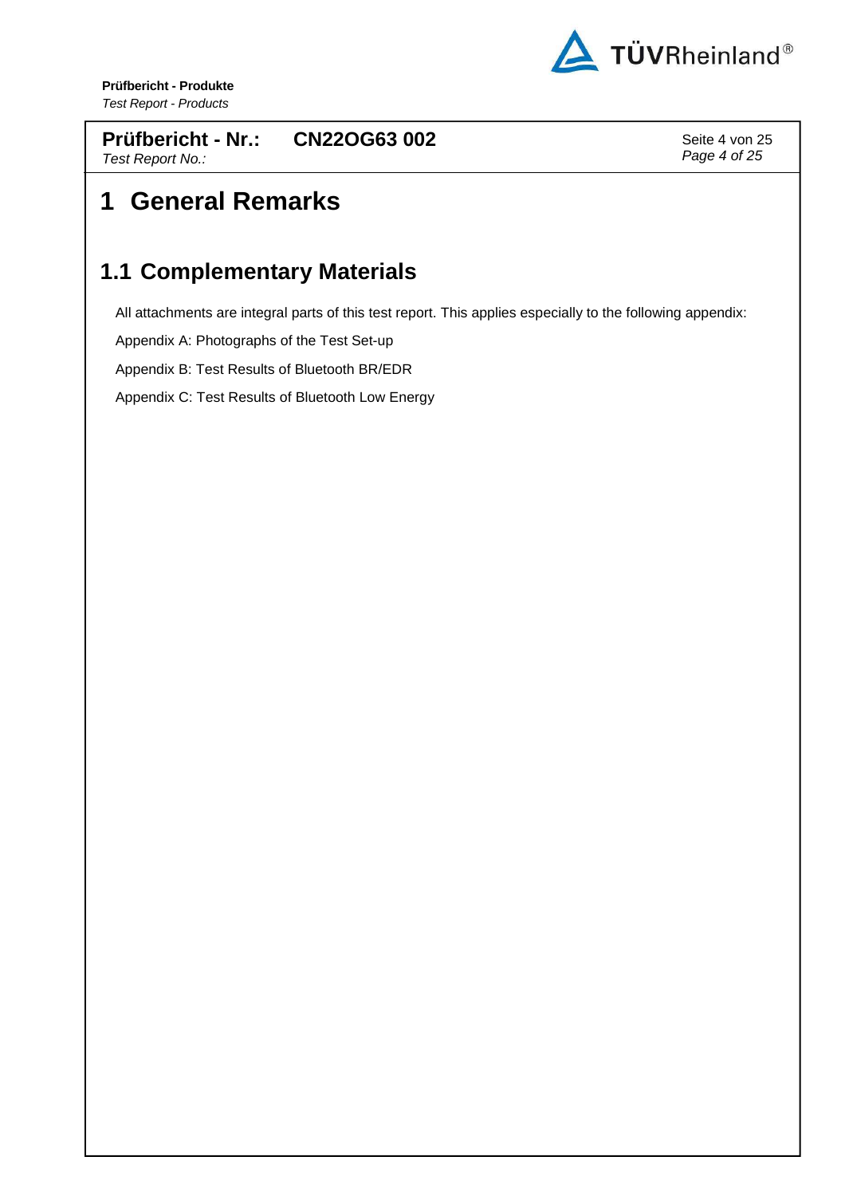# 1 General Remarks

## 1.1 Complementary Materials

All attachments are integral parts of this test report. This applies especially to the following appendix:

Appendix A: Photographs of the Test Set-up

Appendix B: Test Results of Bluetooth BR/EDR

Appendix C: Test Results of Bluetooth Low Energy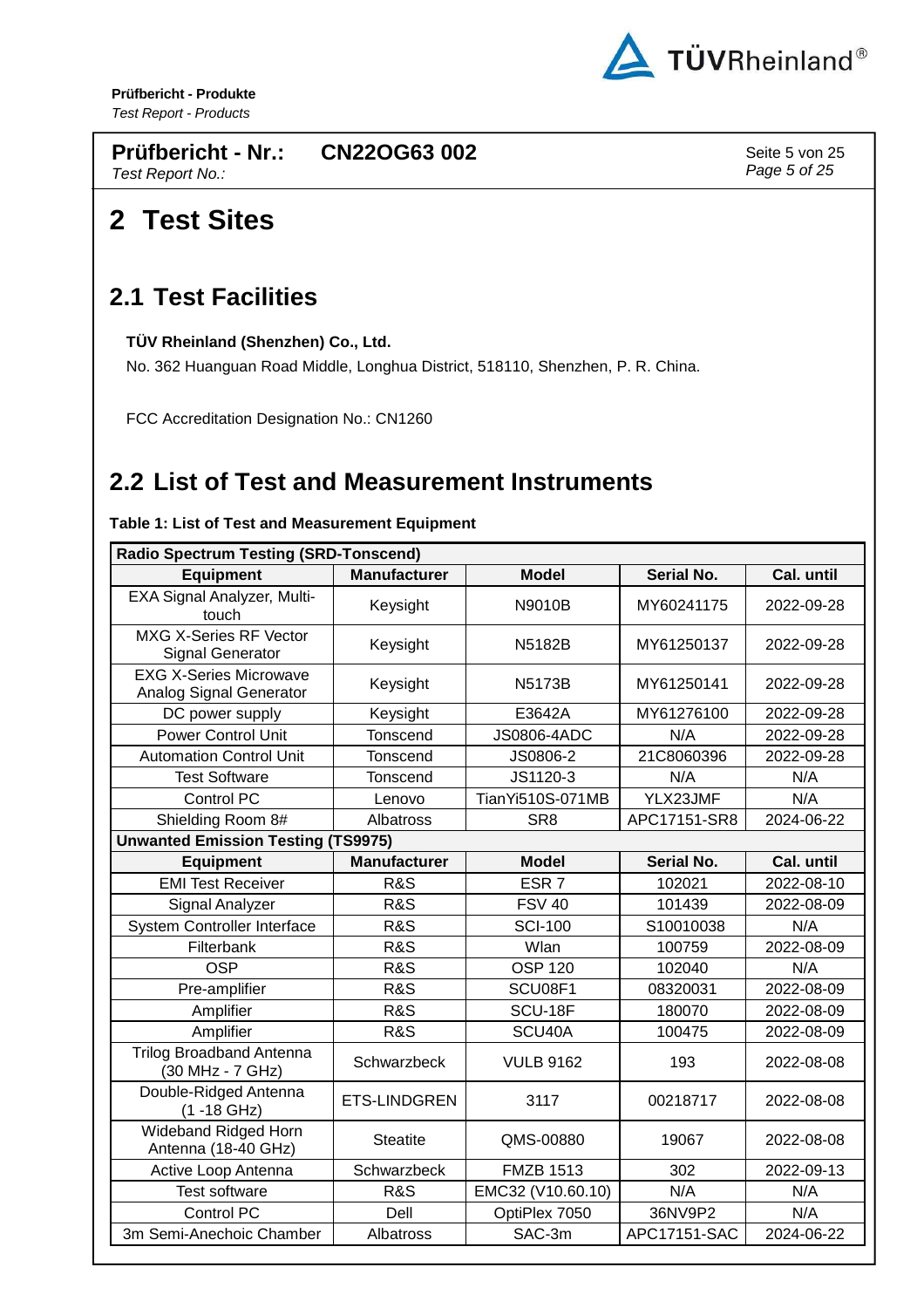# 2 Test Sites

## 2.1 Test Facilities

**TÜV Rheinland (Shenzhen) Co., Ltd.**

No. 362 Huanguan Road Middle, Longhua District, 518110, Shenzhen, P. R. China.

FCC Accreditation Designation No.: CN1260

## 2.2 List of Test and Measurement Instruments

**Table 1: List of Test and Measurement Equipment**

| **Radio Spectrum Testing (SRD-Tonscend)** | | | | |
|---|---|---|---|---|
| **Equipment** | **Manufacturer** | **Model** | **Serial No.** | **Cal. until** |
| EXA Signal Analyzer, Multi-touch | Keysight | N9010B | MY60241175 | 2022-09-28 |
| MXG X-Series RF Vector Signal Generator | Keysight | N5182B | MY61250137 | 2022-09-28 |
| EXG X-Series Microwave Analog Signal Generator | Keysight | N5173B | MY61250141 | 2022-09-28 |
| DC power supply | Keysight | E3642A | MY61276100 | 2022-09-28 |
| Power Control Unit | Tonscend | JS0806-4ADC | N/A | 2022-09-28 |
| Automation Control Unit | Tonscend | JS0806-2 | 21C8060396 | 2022-09-28 |
| Test Software | Tonscend | JS1120-3 | N/A | N/A |
| Control PC | Lenovo | TianYi510S-071MB | YLX23JMF | N/A |
| Shielding Room 8# | Albatross | SR8 | APC17151-SR8 | 2024-06-22 |
| **Unwanted Emission Testing (TS9975)** | | | | |
| **Equipment** | **Manufacturer** | **Model** | **Serial No.** | **Cal. until** |
| EMI Test Receiver | R&S | ESR 7 | 102021 | 2022-08-10 |
| Signal Analyzer | R&S | FSV 40 | 101439 | 2022-08-09 |
| System Controller Interface | R&S | SCI-100 | S10010038 | N/A |
| Filterbank | R&S | Wlan | 100759 | 2022-08-09 |
| OSP | R&S | OSP 120 | 102040 | N/A |
| Pre-amplifier | R&S | SCU08F1 | 08320031 | 2022-08-09 |
| Amplifier | R&S | SCU-18F | 180070 | 2022-08-09 |
| Amplifier | R&S | SCU40A | 100475 | 2022-08-09 |
| Trilog Broadband Antenna (30 MHz - 7 GHz) | Schwarzbeck | VULB 9162 | 193 | 2022-08-08 |
| Double-Ridged Antenna (1 -18 GHz) | ETS-LINDGREN | 3117 | 00218717 | 2022-08-08 |
| Wideband Ridged Horn Antenna (18-40 GHz) | Steatite | QMS-00880 | 19067 | 2022-08-08 |
| Active Loop Antenna | Schwarzbeck | FMZB 1513 | 302 | 2022-09-13 |
| Test software | R&S | EMC32 (V10.60.10) | N/A | N/A |
| Control PC | Dell | OptiPlex 7050 | 36NV9P2 | N/A |
| 3m Semi-Anechoic Chamber | Albatross | SAC-3m | APC17151-SAC | 2024-06-22 |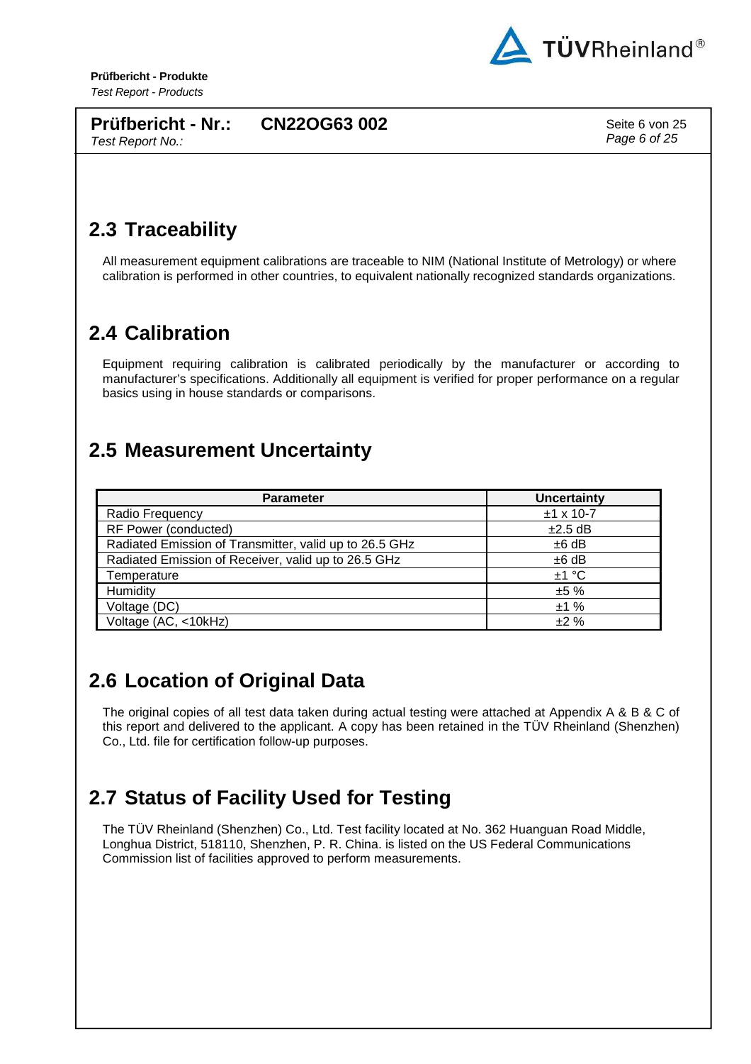## 2.3 Traceability

All measurement equipment calibrations are traceable to NIM (National Institute of Metrology) or where calibration is performed in other countries, to equivalent nationally recognized standards organizations.

## 2.4 Calibration

Equipment requiring calibration is calibrated periodically by the manufacturer or according to manufacturer's specifications. Additionally all equipment is verified for proper performance on a regular basics using in house standards or comparisons.

## 2.5 Measurement Uncertainty

| Parameter | Uncertainty |
|---|---|
| Radio Frequency | ±1 x 10-7 |
| RF Power (conducted) | ±2.5 dB |
| Radiated Emission of Transmitter, valid up to 26.5 GHz | ±6 dB |
| Radiated Emission of Receiver, valid up to 26.5 GHz | ±6 dB |
| Temperature | ±1 °C |
| Humidity | ±5 % |
| Voltage (DC) | ±1 % |
| Voltage (AC, <10kHz) | ±2 % |

## 2.6 Location of Original Data

The original copies of all test data taken during actual testing were attached at Appendix A & B & C of this report and delivered to the applicant. A copy has been retained in the TÜV Rheinland (Shenzhen) Co., Ltd. file for certification follow-up purposes.

## 2.7 Status of Facility Used for Testing

The TÜV Rheinland (Shenzhen) Co., Ltd. Test facility located at No. 362 Huanguan Road Middle, Longhua District, 518110, Shenzhen, P. R. China. is listed on the US Federal Communications Commission list of facilities approved to perform measurements.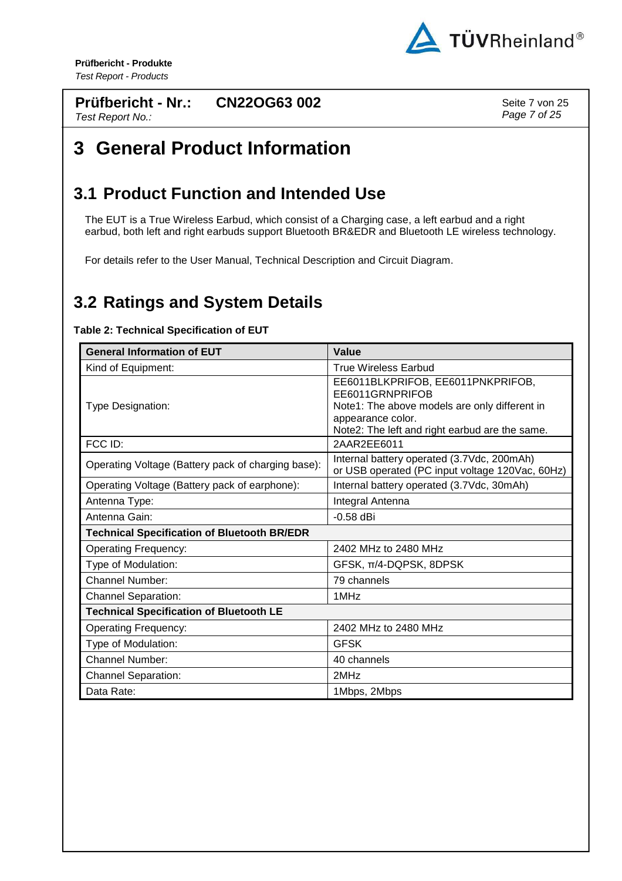# 3 General Product Information

## 3.1 Product Function and Intended Use

The EUT is a True Wireless Earbud, which consist of a Charging case, a left earbud and a right earbud, both left and right earbuds support Bluetooth BR&EDR and Bluetooth LE wireless technology.

For details refer to the User Manual, Technical Description and Circuit Diagram.

## 3.2 Ratings and System Details

**Table 2: Technical Specification of EUT**

| General Information of EUT | Value |
|---|---|
| Kind of Equipment: | True Wireless Earbud |
| Type Designation: | EE6011BLKPRIFOB, EE6011PNKPRIFOB, EE6011GRNPRIFOB<br>Note1: The above models are only different in appearance color.<br>Note2: The left and right earbud are the same. |
| FCC ID: | 2AAR2EE6011 |
| Operating Voltage (Battery pack of charging base): | Internal battery operated (3.7Vdc, 200mAh) or USB operated (PC input voltage 120Vac, 60Hz) |
| Operating Voltage (Battery pack of earphone): | Internal battery operated (3.7Vdc, 30mAh) |
| Antenna Type: | Integral Antenna |
| Antenna Gain: | -0.58 dBi |
| **Technical Specification of Bluetooth BR/EDR** | |
| Operating Frequency: | 2402 MHz to 2480 MHz |
| Type of Modulation: | GFSK, π/4-DQPSK, 8DPSK |
| Channel Number: | 79 channels |
| Channel Separation: | 1MHz |
| **Technical Specification of Bluetooth LE** | |
| Operating Frequency: | 2402 MHz to 2480 MHz |
| Type of Modulation: | GFSK |
| Channel Number: | 40 channels |
| Channel Separation: | 2MHz |
| Data Rate: | 1Mbps, 2Mbps |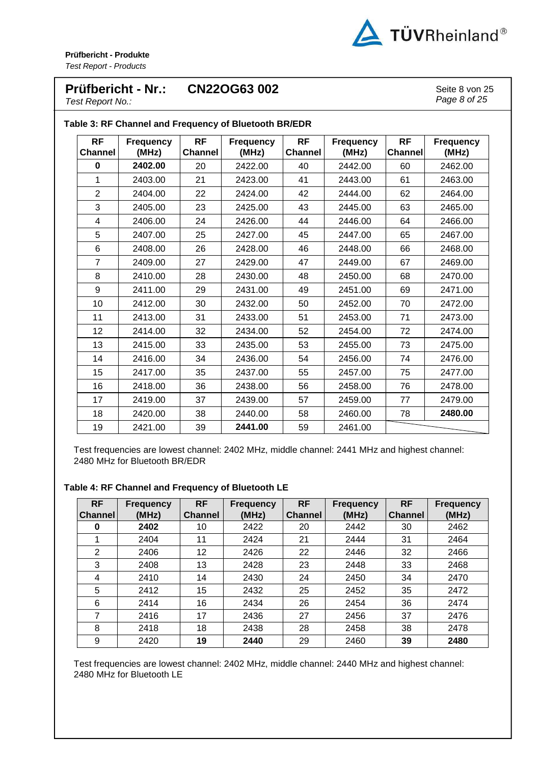**Table 3: RF Channel and Frequency of Bluetooth BR/EDR**

| RF Channel | Frequency (MHz) | RF Channel | Frequency (MHz) | RF Channel | Frequency (MHz) | RF Channel | Frequency (MHz) |
|---|---|---|---|---|---|---|---|
| **0** | **2402.00** | 20 | 2422.00 | 40 | 2442.00 | 60 | 2462.00 |
| 1 | 2403.00 | 21 | 2423.00 | 41 | 2443.00 | 61 | 2463.00 |
| 2 | 2404.00 | 22 | 2424.00 | 42 | 2444.00 | 62 | 2464.00 |
| 3 | 2405.00 | 23 | 2425.00 | 43 | 2445.00 | 63 | 2465.00 |
| 4 | 2406.00 | 24 | 2426.00 | 44 | 2446.00 | 64 | 2466.00 |
| 5 | 2407.00 | 25 | 2427.00 | 45 | 2447.00 | 65 | 2467.00 |
| 6 | 2408.00 | 26 | 2428.00 | 46 | 2448.00 | 66 | 2468.00 |
| 7 | 2409.00 | 27 | 2429.00 | 47 | 2449.00 | 67 | 2469.00 |
| 8 | 2410.00 | 28 | 2430.00 | 48 | 2450.00 | 68 | 2470.00 |
| 9 | 2411.00 | 29 | 2431.00 | 49 | 2451.00 | 69 | 2471.00 |
| 10 | 2412.00 | 30 | 2432.00 | 50 | 2452.00 | 70 | 2472.00 |
| 11 | 2413.00 | 31 | 2433.00 | 51 | 2453.00 | 71 | 2473.00 |
| 12 | 2414.00 | 32 | 2434.00 | 52 | 2454.00 | 72 | 2474.00 |
| 13 | 2415.00 | 33 | 2435.00 | 53 | 2455.00 | 73 | 2475.00 |
| 14 | 2416.00 | 34 | 2436.00 | 54 | 2456.00 | 74 | 2476.00 |
| 15 | 2417.00 | 35 | 2437.00 | 55 | 2457.00 | 75 | 2477.00 |
| 16 | 2418.00 | 36 | 2438.00 | 56 | 2458.00 | 76 | 2478.00 |
| 17 | 2419.00 | 37 | 2439.00 | 57 | 2459.00 | 77 | 2479.00 |
| 18 | 2420.00 | 38 | 2440.00 | 58 | 2460.00 | 78 | **2480.00** |
| 19 | 2421.00 | 39 | **2441.00** | 59 | 2461.00 | | |

Test frequencies are lowest channel: 2402 MHz, middle channel: 2441 MHz and highest channel: 2480 MHz for Bluetooth BR/EDR

**Table 4: RF Channel and Frequency of Bluetooth LE**

| RF Channel | Frequency (MHz) | RF Channel | Frequency (MHz) | RF Channel | Frequency (MHz) | RF Channel | Frequency (MHz) |
|---|---|---|---|---|---|---|---|
| **0** | **2402** | 10 | 2422 | 20 | 2442 | 30 | 2462 |
| 1 | 2404 | 11 | 2424 | 21 | 2444 | 31 | 2464 |
| 2 | 2406 | 12 | 2426 | 22 | 2446 | 32 | 2466 |
| 3 | 2408 | 13 | 2428 | 23 | 2448 | 33 | 2468 |
| 4 | 2410 | 14 | 2430 | 24 | 2450 | 34 | 2470 |
| 5 | 2412 | 15 | 2432 | 25 | 2452 | 35 | 2472 |
| 6 | 2414 | 16 | 2434 | 26 | 2454 | 36 | 2474 |
| 7 | 2416 | 17 | 2436 | 27 | 2456 | 37 | 2476 |
| 8 | 2418 | 18 | 2438 | 28 | 2458 | 38 | 2478 |
| 9 | 2420 | **19** | **2440** | 29 | 2460 | **39** | **2480** |

Test frequencies are lowest channel: 2402 MHz, middle channel: 2440 MHz and highest channel: 2480 MHz for Bluetooth LE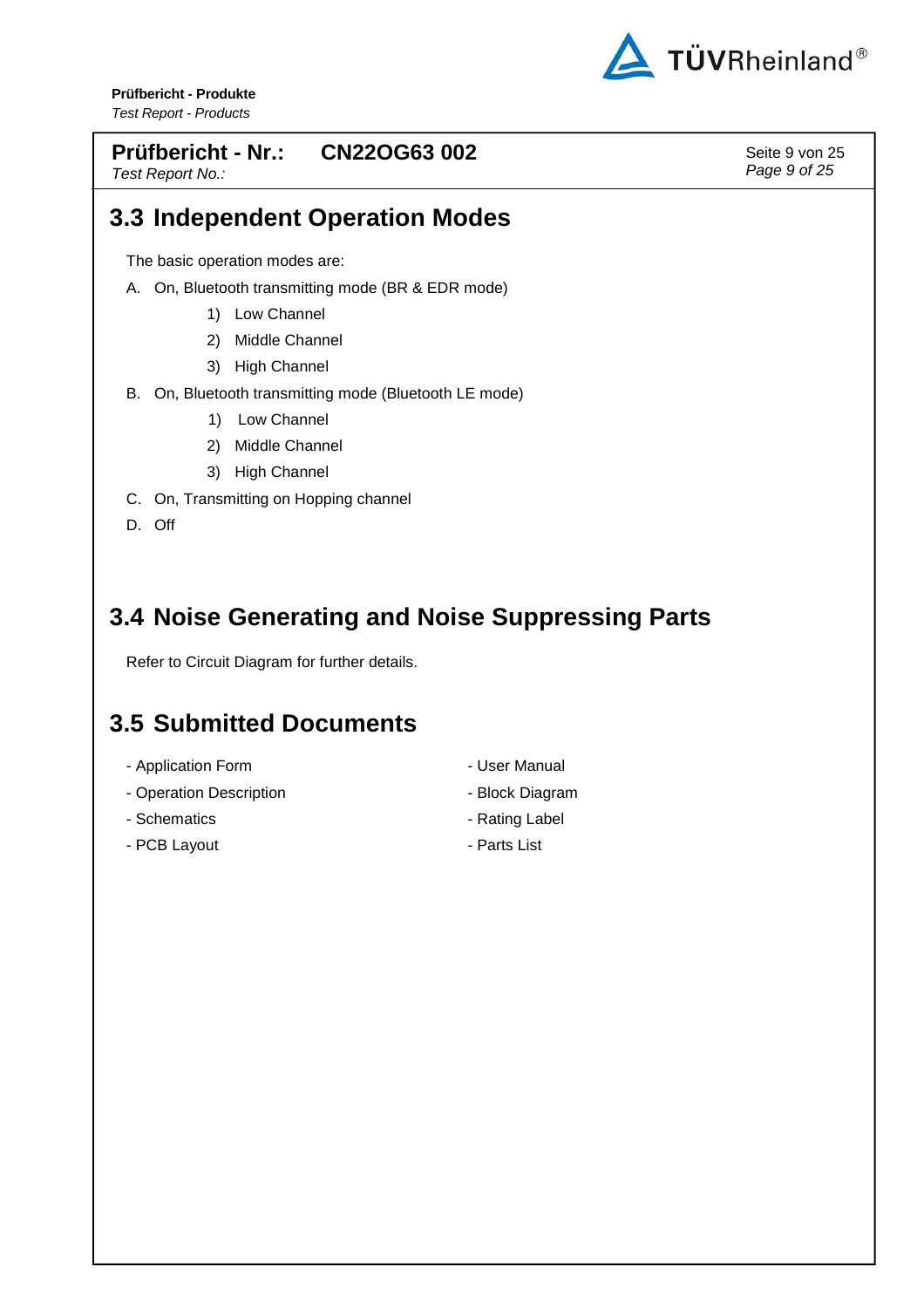## 3.3 Independent Operation Modes

The basic operation modes are:

A. On, Bluetooth transmitting mode (BR & EDR mode)
   1) Low Channel
   2) Middle Channel
   3) High Channel

B. On, Bluetooth transmitting mode (Bluetooth LE mode)
   1) Low Channel
   2) Middle Channel
   3) High Channel

C. On, Transmitting on Hopping channel

D. Off

## 3.4 Noise Generating and Noise Suppressing Parts

Refer to Circuit Diagram for further details.

## 3.5 Submitted Documents

- Application Form
- Operation Description
- Schematics
- PCB Layout
- User Manual
- Block Diagram
- Rating Label
- Parts List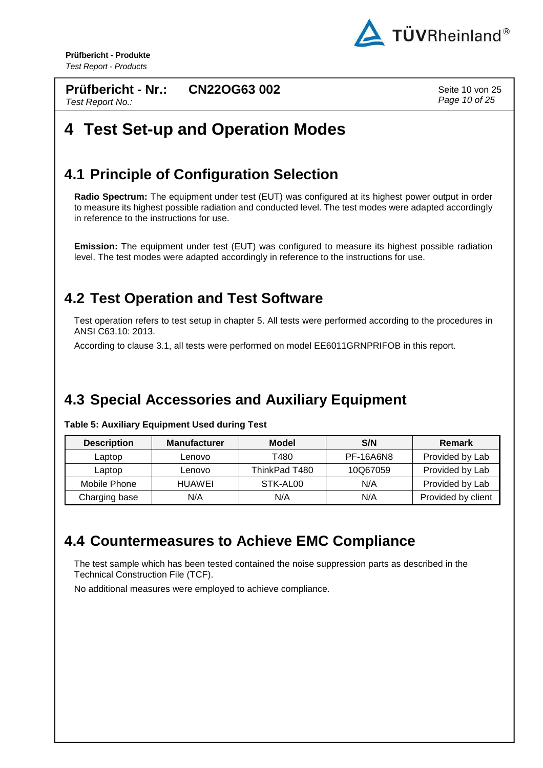# 4 Test Set-up and Operation Modes

## 4.1 Principle of Configuration Selection

**Radio Spectrum:** The equipment under test (EUT) was configured at its highest power output in order to measure its highest possible radiation and conducted level. The test modes were adapted accordingly in reference to the instructions for use.

**Emission:** The equipment under test (EUT) was configured to measure its highest possible radiation level. The test modes were adapted accordingly in reference to the instructions for use.

## 4.2 Test Operation and Test Software

Test operation refers to test setup in chapter 5. All tests were performed according to the procedures in ANSI C63.10: 2013.

According to clause 3.1, all tests were performed on model EE6011GRNPRIFOB in this report.

## 4.3 Special Accessories and Auxiliary Equipment

**Table 5: Auxiliary Equipment Used during Test**

| Description | Manufacturer | Model | S/N | Remark |
|---|---|---|---|---|
| Laptop | Lenovo | T480 | PF-16A6N8 | Provided by Lab |
| Laptop | Lenovo | ThinkPad T480 | 10Q67059 | Provided by Lab |
| Mobile Phone | HUAWEI | STK-AL00 | N/A | Provided by Lab |
| Charging base | N/A | N/A | N/A | Provided by client |

## 4.4 Countermeasures to Achieve EMC Compliance

The test sample which has been tested contained the noise suppression parts as described in the Technical Construction File (TCF).

No additional measures were employed to achieve compliance.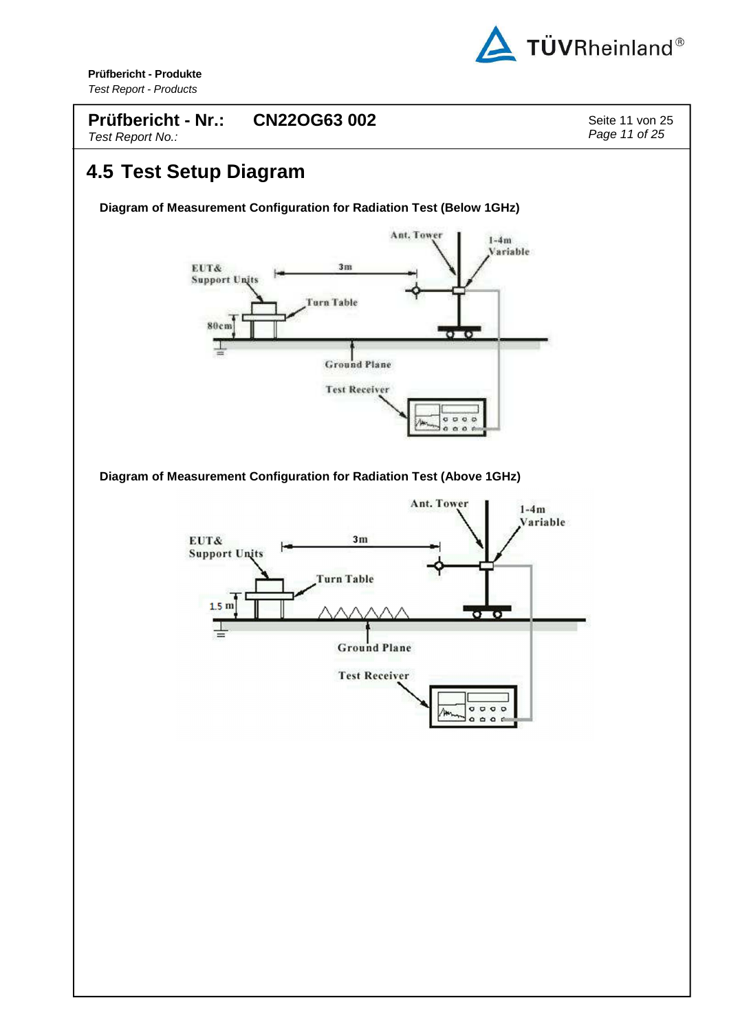# 4.5 Test Setup Diagram

**Diagram of Measurement Configuration for Radiation Test (Below 1GHz)**

**Diagram of Measurement Configuration for Radiation Test (Above 1GHz)**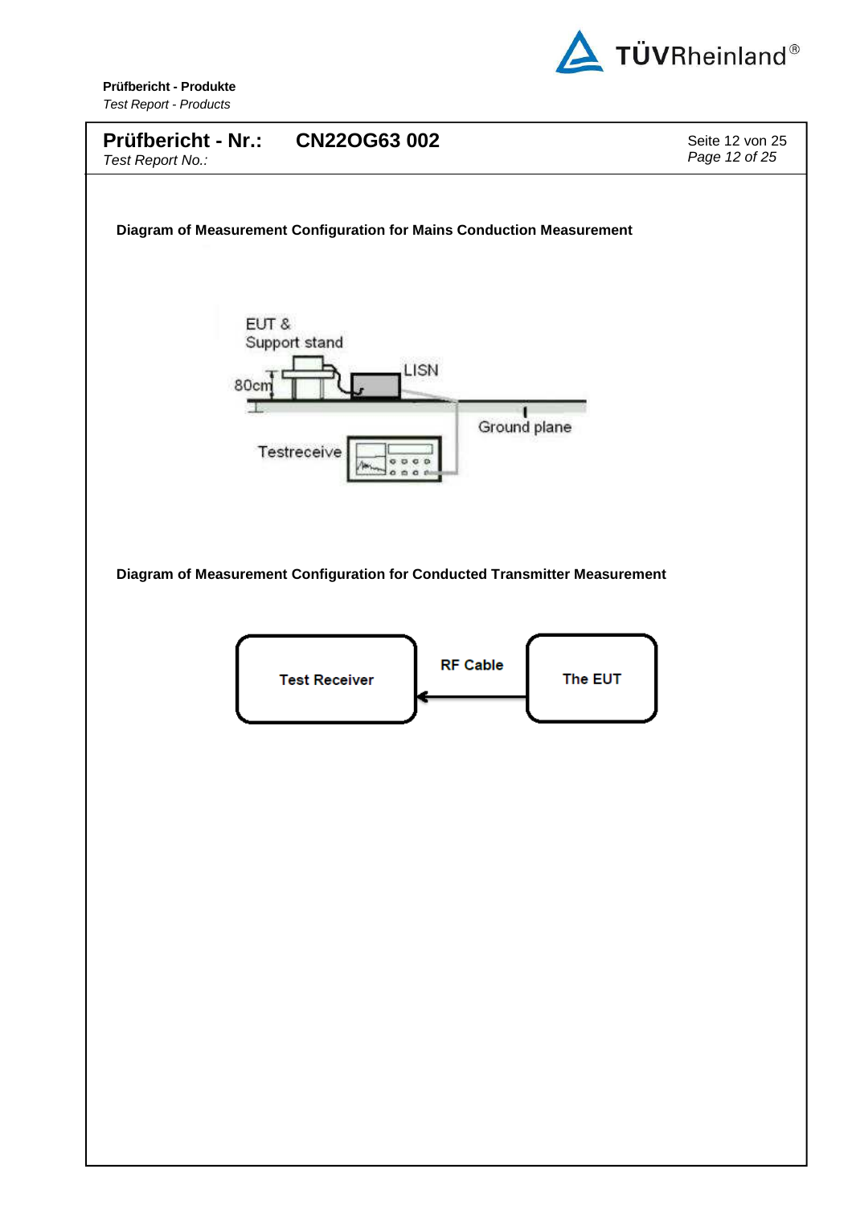**Diagram of Measurement Configuration for Mains Conduction Measurement**

EUT & Support stand

LISN

80cm

Ground plane

Testreceive

**Diagram of Measurement Configuration for Conducted Transmitter Measurement**

Test Receiver

RF Cable

The EUT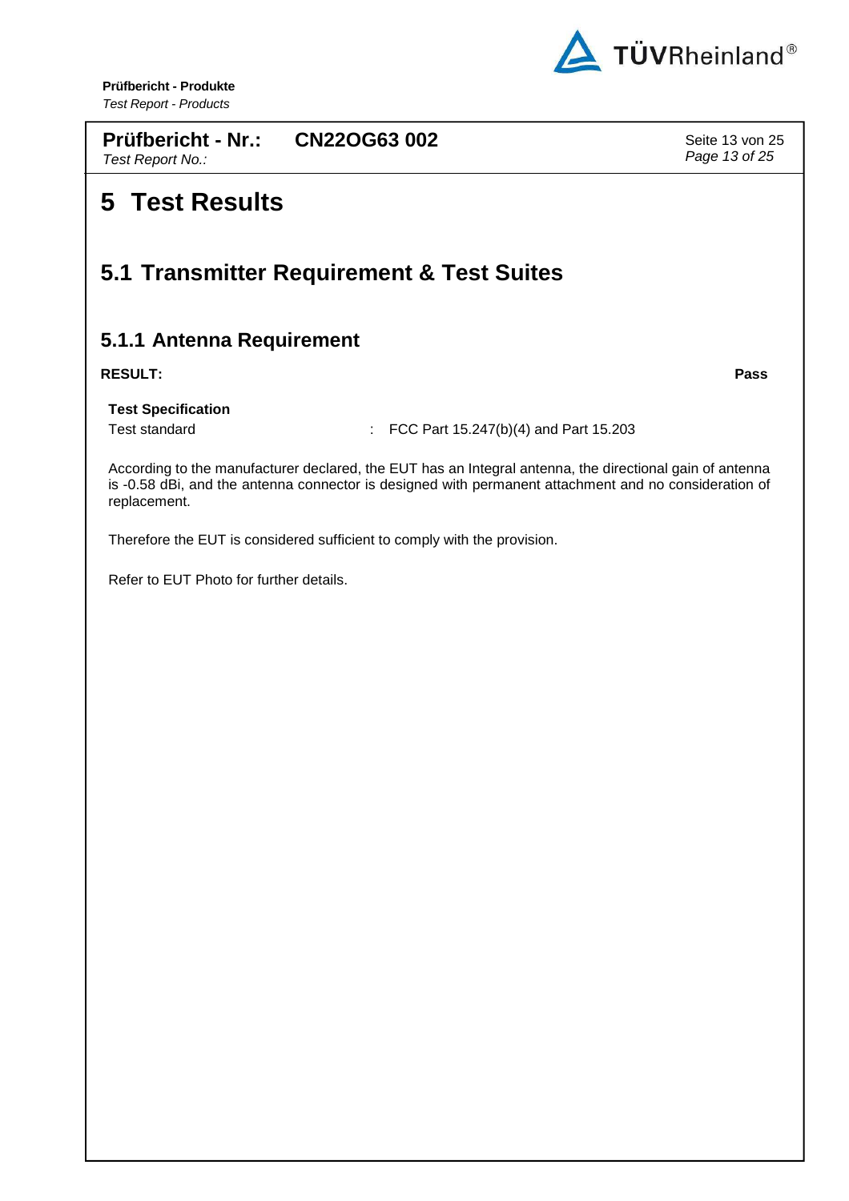# 5 Test Results

## 5.1 Transmitter Requirement & Test Suites

### 5.1.1 Antenna Requirement

**RESULT:** **Pass**

**Test Specification**

| Test standard | : FCC Part 15.247(b)(4) and Part 15.203 |
| --- | --- |

According to the manufacturer declared, the EUT has an Integral antenna, the directional gain of antenna is -0.58 dBi, and the antenna connector is designed with permanent attachment and no consideration of replacement.

Therefore the EUT is considered sufficient to comply with the provision.

Refer to EUT Photo for further details.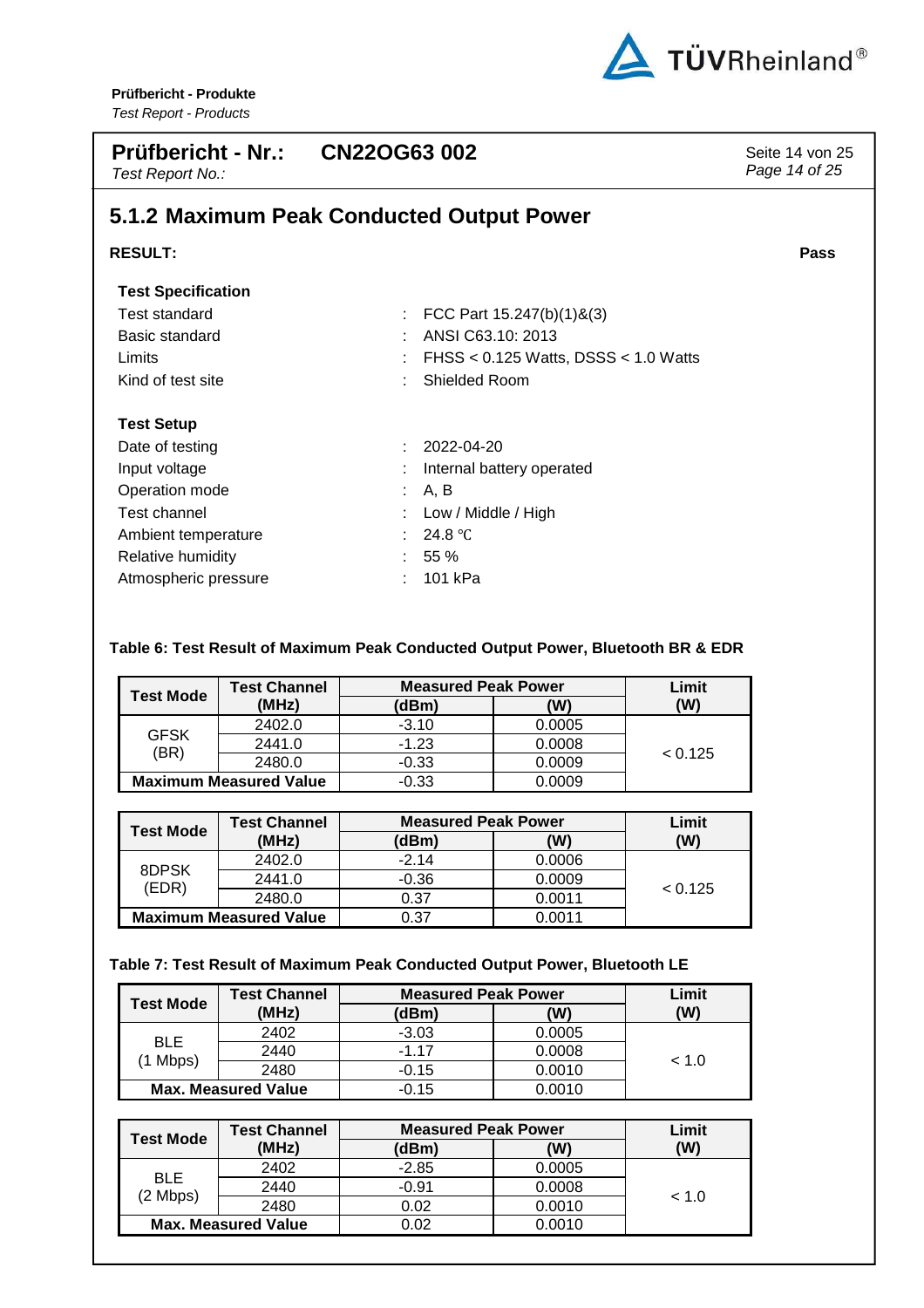**Prüfbericht - Nr.:** **CN22OG63 002**
*Test Report No.:*

## 5.1.2 Maximum Peak Conducted Output Power

**RESULT:** **Pass**

**Test Specification**

| | | |
|---|---|---|
| Test standard | : | FCC Part 15.247(b)(1)&(3) |
| Basic standard | : | ANSI C63.10: 2013 |
| Limits | : | FHSS < 0.125 Watts, DSSS < 1.0 Watts |
| Kind of test site | : | Shielded Room |

**Test Setup**

| | | |
|---|---|---|
| Date of testing | : | 2022-04-20 |
| Input voltage | : | Internal battery operated |
| Operation mode | : | A, B |
| Test channel | : | Low / Middle / High |
| Ambient temperature | : | 24.8 ℃ |
| Relative humidity | : | 55 % |
| Atmospheric pressure | : | 101 kPa |

**Table 6: Test Result of Maximum Peak Conducted Output Power, Bluetooth BR & EDR**

| Test Mode | Test Channel (MHz) | Measured Peak Power (dBm) | Measured Peak Power (W) | Limit (W) |
|---|---|---|---|---|
| GFSK (BR) | 2402.0 | -3.10 | 0.0005 | < 0.125 |
| | 2441.0 | -1.23 | 0.0008 | |
| | 2480.0 | -0.33 | 0.0009 | |
| Maximum Measured Value | | -0.33 | 0.0009 | |

| Test Mode | Test Channel (MHz) | Measured Peak Power (dBm) | Measured Peak Power (W) | Limit (W) |
|---|---|---|---|---|
| 8DPSK (EDR) | 2402.0 | -2.14 | 0.0006 | < 0.125 |
| | 2441.0 | -0.36 | 0.0009 | |
| | 2480.0 | 0.37 | 0.0011 | |
| Maximum Measured Value | | 0.37 | 0.0011 | |

**Table 7: Test Result of Maximum Peak Conducted Output Power, Bluetooth LE**

| Test Mode | Test Channel (MHz) | Measured Peak Power (dBm) | Measured Peak Power (W) | Limit (W) |
|---|---|---|---|---|
| BLE (1 Mbps) | 2402 | -3.03 | 0.0005 | < 1.0 |
| | 2440 | -1.17 | 0.0008 | |
| | 2480 | -0.15 | 0.0010 | |
| Max. Measured Value | | -0.15 | 0.0010 | |

| Test Mode | Test Channel (MHz) | Measured Peak Power (dBm) | Measured Peak Power (W) | Limit (W) |
|---|---|---|---|---|
| BLE (2 Mbps) | 2402 | -2.85 | 0.0005 | < 1.0 |
| | 2440 | -0.91 | 0.0008 | |
| | 2480 | 0.02 | 0.0010 | |
| Max. Measured Value | | 0.02 | 0.0010 | |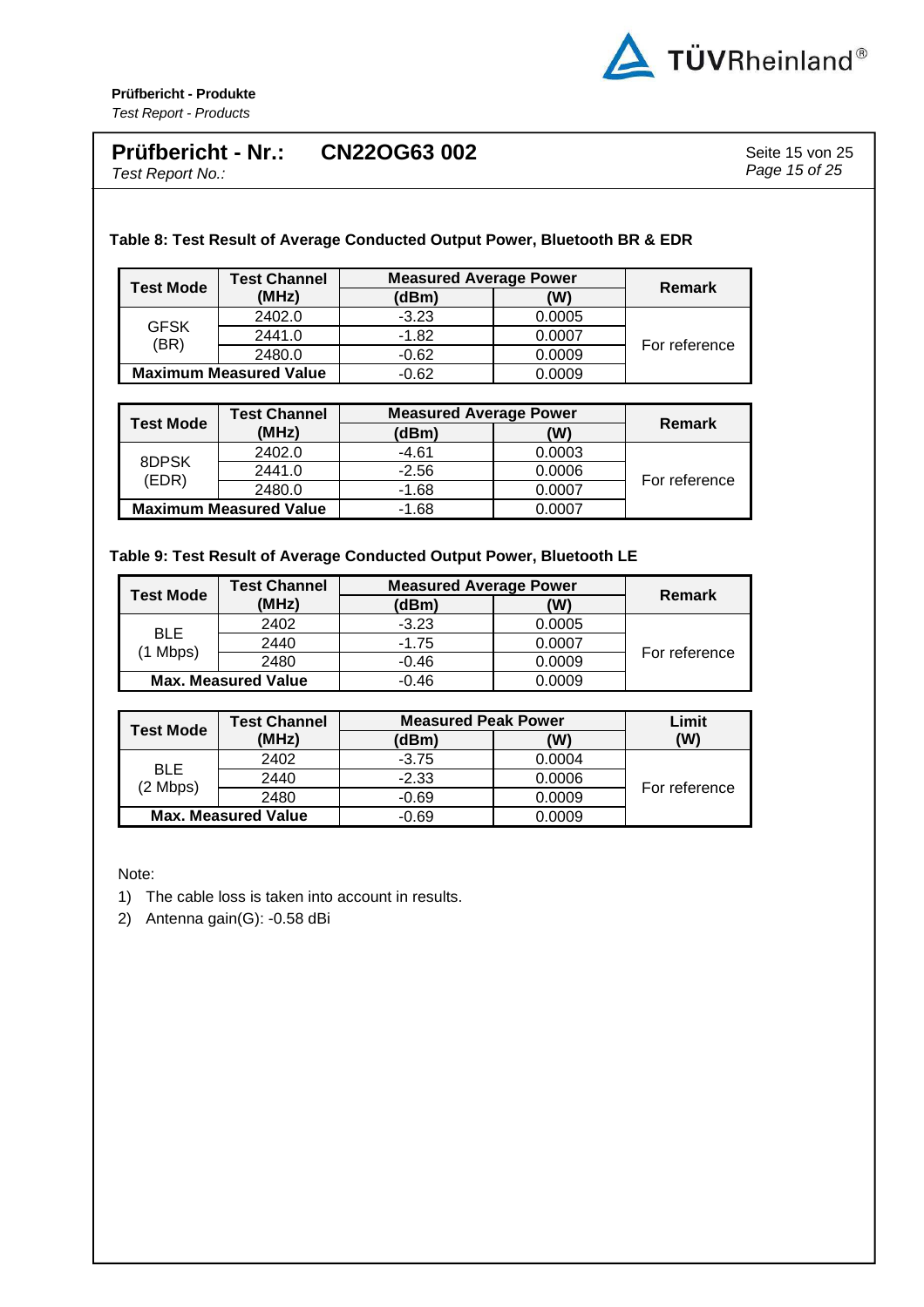**Table 8: Test Result of Average Conducted Output Power, Bluetooth BR & EDR**

| Test Mode | Test Channel (MHz) | Measured Average Power | | Remark |
|---|---|---|---|---|
| | | (dBm) | (W) | |
| GFSK (BR) | 2402.0 | -3.23 | 0.0005 | For reference |
| | 2441.0 | -1.82 | 0.0007 | |
| | 2480.0 | -0.62 | 0.0009 | |
| Maximum Measured Value | | -0.62 | 0.0009 | |

| Test Mode | Test Channel (MHz) | Measured Average Power | | Remark |
|---|---|---|---|---|
| | | (dBm) | (W) | |
| 8DPSK (EDR) | 2402.0 | -4.61 | 0.0003 | For reference |
| | 2441.0 | -2.56 | 0.0006 | |
| | 2480.0 | -1.68 | 0.0007 | |
| Maximum Measured Value | | -1.68 | 0.0007 | |

**Table 9: Test Result of Average Conducted Output Power, Bluetooth LE**

| Test Mode | Test Channel (MHz) | Measured Average Power | | Remark |
|---|---|---|---|---|
| | | (dBm) | (W) | |
| BLE (1 Mbps) | 2402 | -3.23 | 0.0005 | For reference |
| | 2440 | -1.75 | 0.0007 | |
| | 2480 | -0.46 | 0.0009 | |
| Max. Measured Value | | -0.46 | 0.0009 | |

| Test Mode | Test Channel (MHz) | Measured Peak Power | | Limit (W) |
|---|---|---|---|---|
| | | (dBm) | (W) | |
| BLE (2 Mbps) | 2402 | -3.75 | 0.0004 | For reference |
| | 2440 | -2.33 | 0.0006 | |
| | 2480 | -0.69 | 0.0009 | |
| Max. Measured Value | | -0.69 | 0.0009 | |

Note:

1) The cable loss is taken into account in results.
2) Antenna gain(G): -0.58 dBi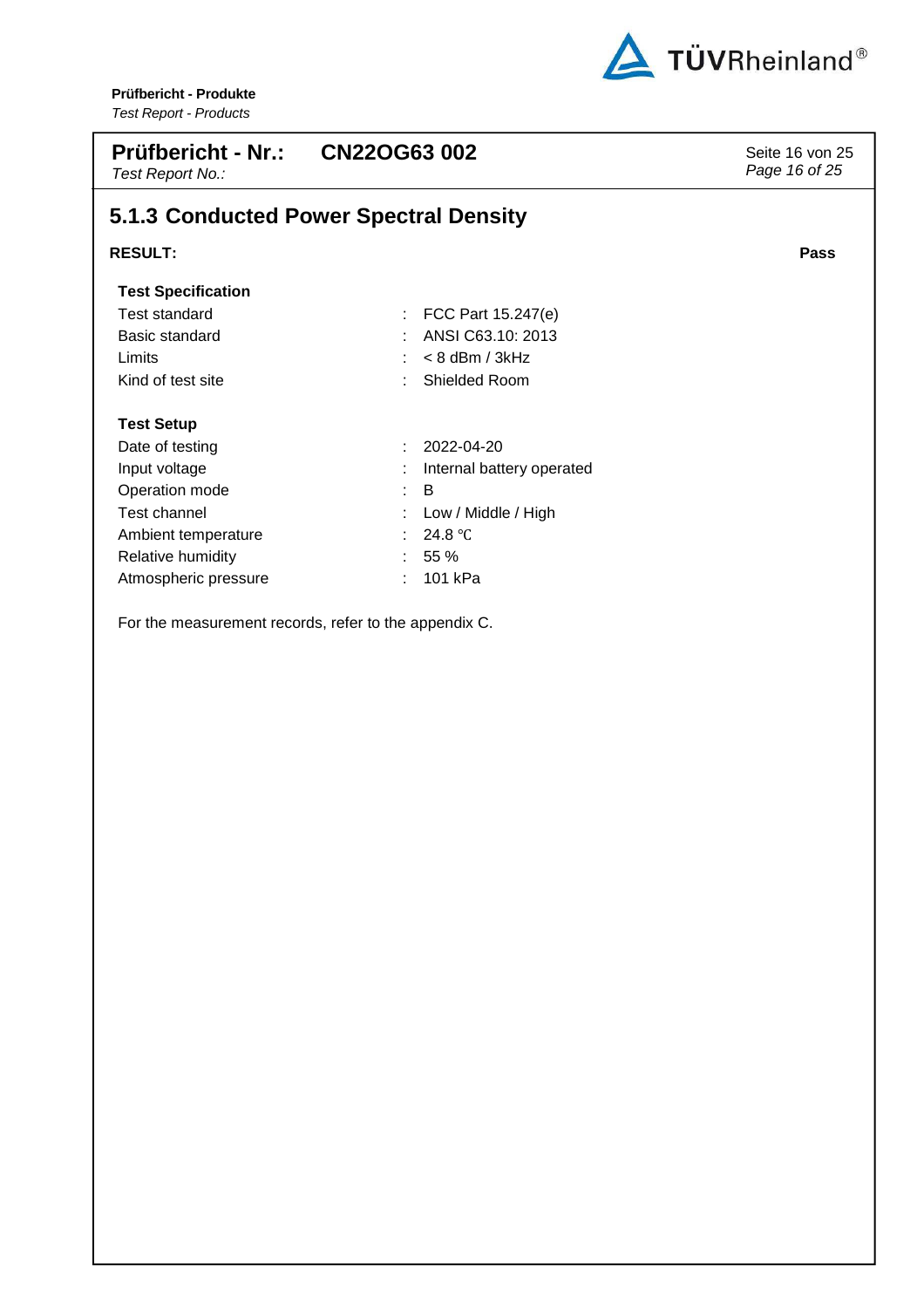## 5.1.3 Conducted Power Spectral Density

**RESULT:** **Pass**

**Test Specification**

| | | |
|---|---|---|
| Test standard | : | FCC Part 15.247(e) |
| Basic standard | : | ANSI C63.10: 2013 |
| Limits | : | < 8 dBm / 3kHz |
| Kind of test site | : | Shielded Room |

**Test Setup**

| | | |
|---|---|---|
| Date of testing | : | 2022-04-20 |
| Input voltage | : | Internal battery operated |
| Operation mode | : | B |
| Test channel | : | Low / Middle / High |
| Ambient temperature | : | 24.8 ℃ |
| Relative humidity | : | 55 % |
| Atmospheric pressure | : | 101 kPa |

For the measurement records, refer to the appendix C.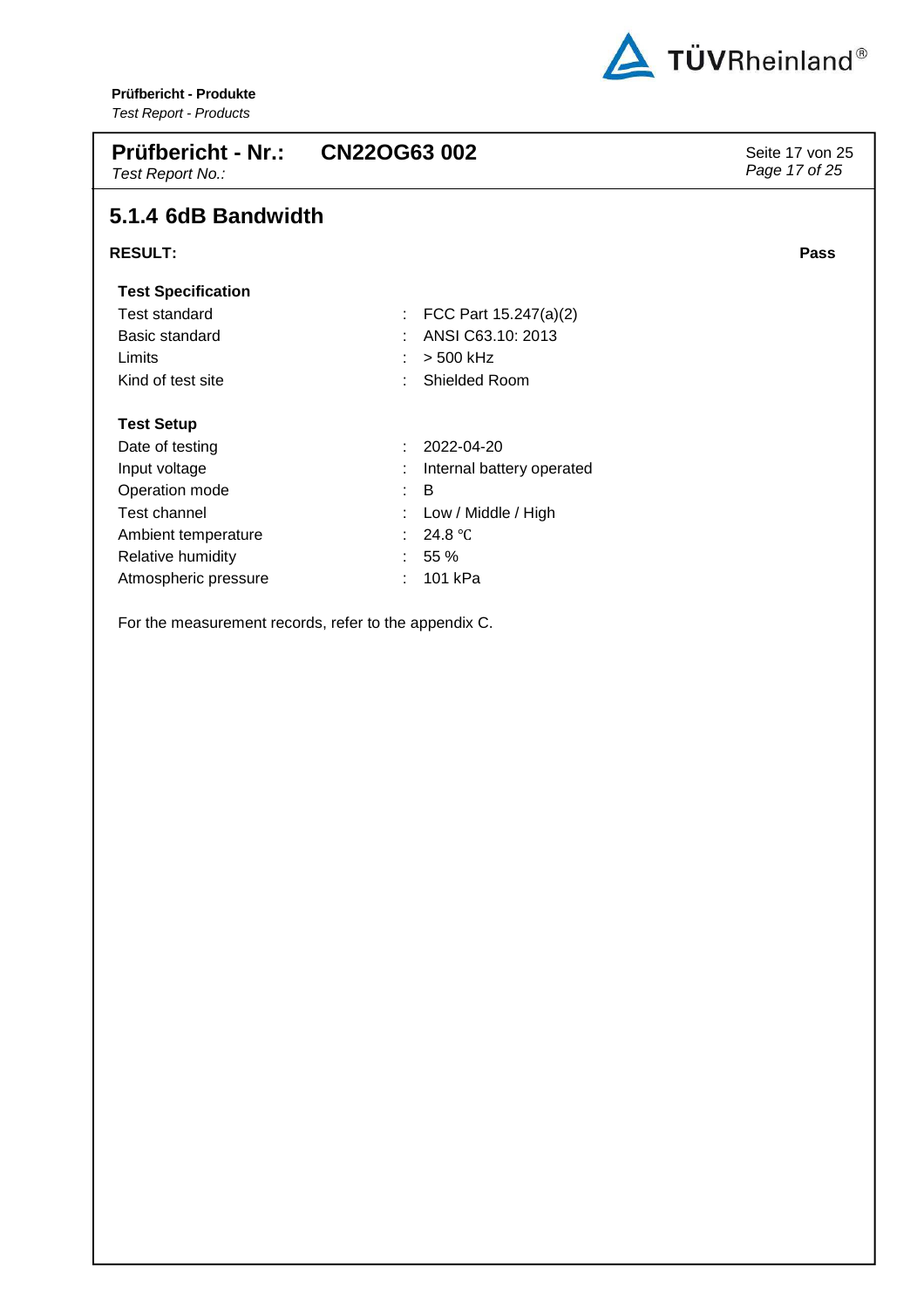## 5.1.4 6dB Bandwidth

**RESULT:** **Pass**

**Test Specification**

| | | |
|---|---|---|
| Test standard | : | FCC Part 15.247(a)(2) |
| Basic standard | : | ANSI C63.10: 2013 |
| Limits | : | > 500 kHz |
| Kind of test site | : | Shielded Room |

**Test Setup**

| | | |
|---|---|---|
| Date of testing | : | 2022-04-20 |
| Input voltage | : | Internal battery operated |
| Operation mode | : | B |
| Test channel | : | Low / Middle / High |
| Ambient temperature | : | 24.8 ℃ |
| Relative humidity | : | 55 % |
| Atmospheric pressure | : | 101 kPa |

For the measurement records, refer to the appendix C.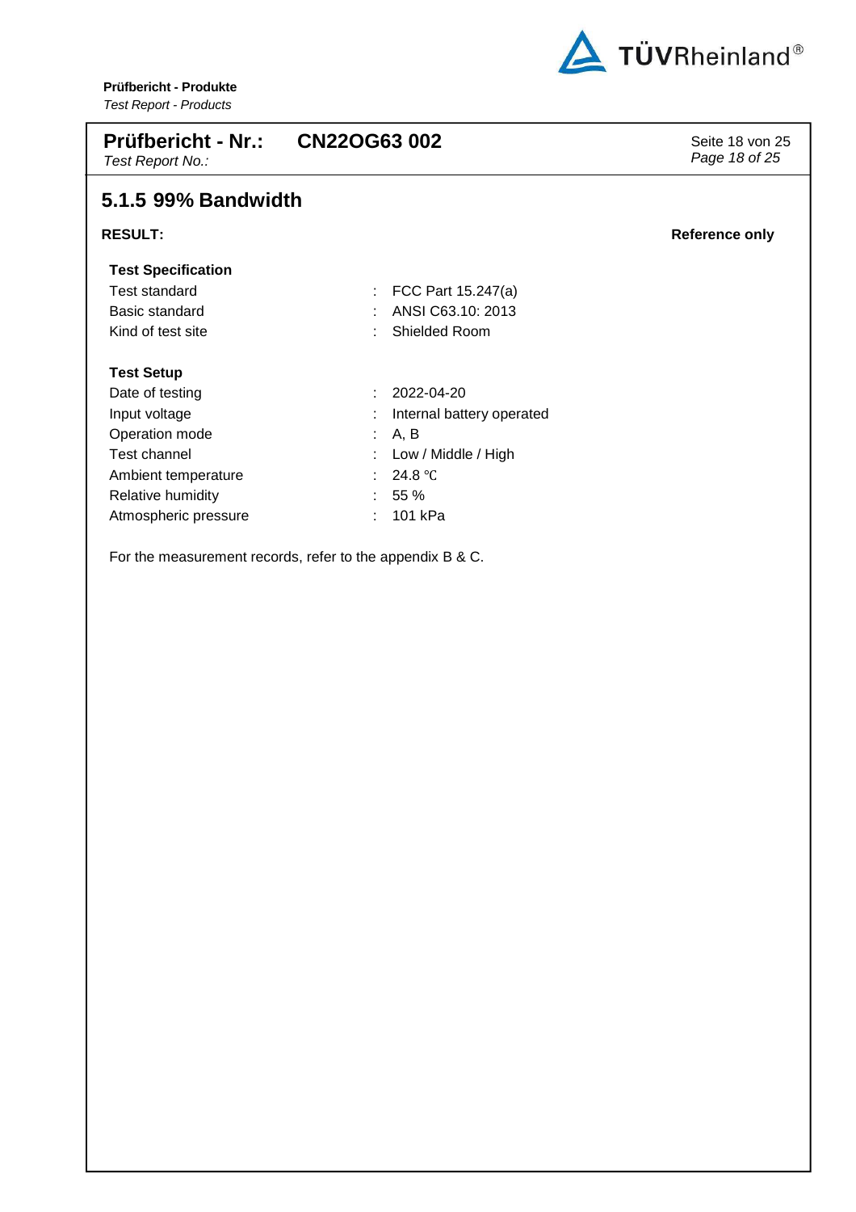## 5.1.5 99% Bandwidth

**RESULT:** **Reference only**

**Test Specification**

| | | |
|---|---|---|
| Test standard | : | FCC Part 15.247(a) |
| Basic standard | : | ANSI C63.10: 2013 |
| Kind of test site | : | Shielded Room |

**Test Setup**

| | | |
|---|---|---|
| Date of testing | : | 2022-04-20 |
| Input voltage | : | Internal battery operated |
| Operation mode | : | A, B |
| Test channel | : | Low / Middle / High |
| Ambient temperature | : | 24.8 ℃ |
| Relative humidity | : | 55 % |
| Atmospheric pressure | : | 101 kPa |

For the measurement records, refer to the appendix B & C.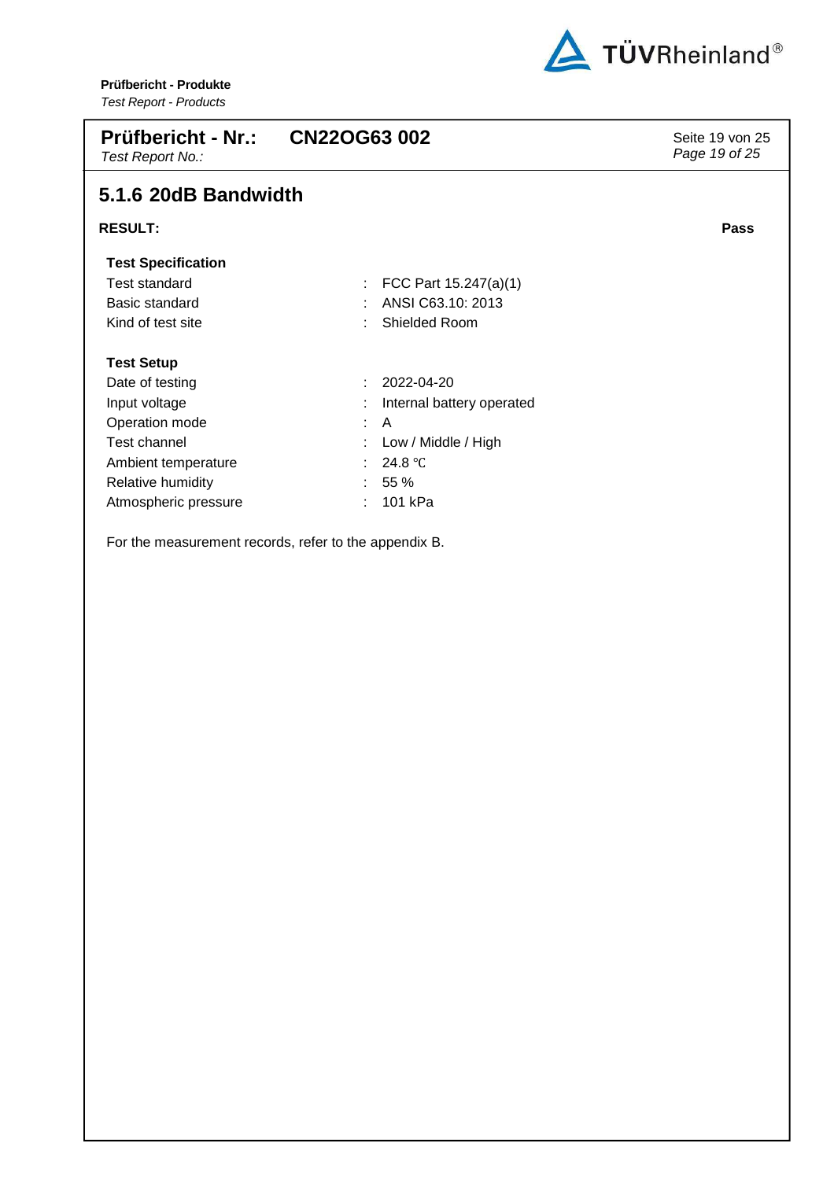## 5.1.6 20dB Bandwidth

**RESULT:** **Pass**

**Test Specification**

| | | |
|---|---|---|
| Test standard | : | FCC Part 15.247(a)(1) |
| Basic standard | : | ANSI C63.10: 2013 |
| Kind of test site | : | Shielded Room |

**Test Setup**

| | | |
|---|---|---|
| Date of testing | : | 2022-04-20 |
| Input voltage | : | Internal battery operated |
| Operation mode | : | A |
| Test channel | : | Low / Middle / High |
| Ambient temperature | : | 24.8 ℃ |
| Relative humidity | : | 55 % |
| Atmospheric pressure | : | 101 kPa |

For the measurement records, refer to the appendix B.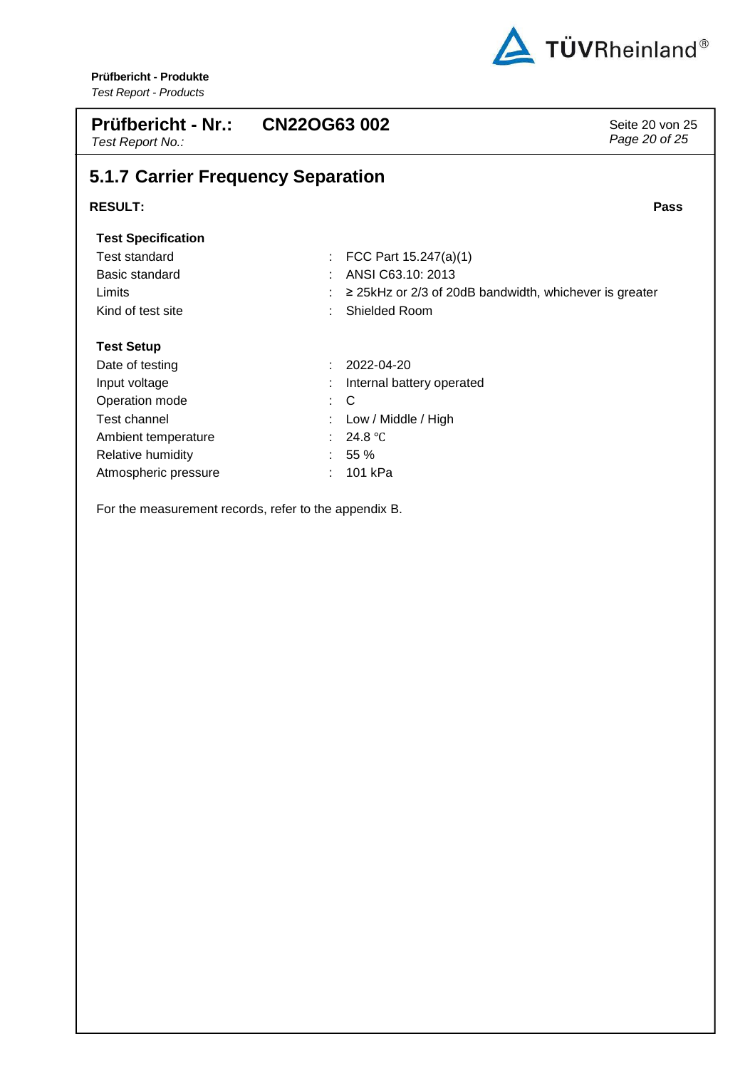## 5.1.7 Carrier Frequency Separation

**RESULT:** **Pass**

**Test Specification**

| | | |
|---|---|---|
| Test standard | : | FCC Part 15.247(a)(1) |
| Basic standard | : | ANSI C63.10: 2013 |
| Limits | : | ≥ 25kHz or 2/3 of 20dB bandwidth, whichever is greater |
| Kind of test site | : | Shielded Room |

**Test Setup**

| | | |
|---|---|---|
| Date of testing | : | 2022-04-20 |
| Input voltage | : | Internal battery operated |
| Operation mode | : | C |
| Test channel | : | Low / Middle / High |
| Ambient temperature | : | 24.8 ℃ |
| Relative humidity | : | 55 % |
| Atmospheric pressure | : | 101 kPa |

For the measurement records, refer to the appendix B.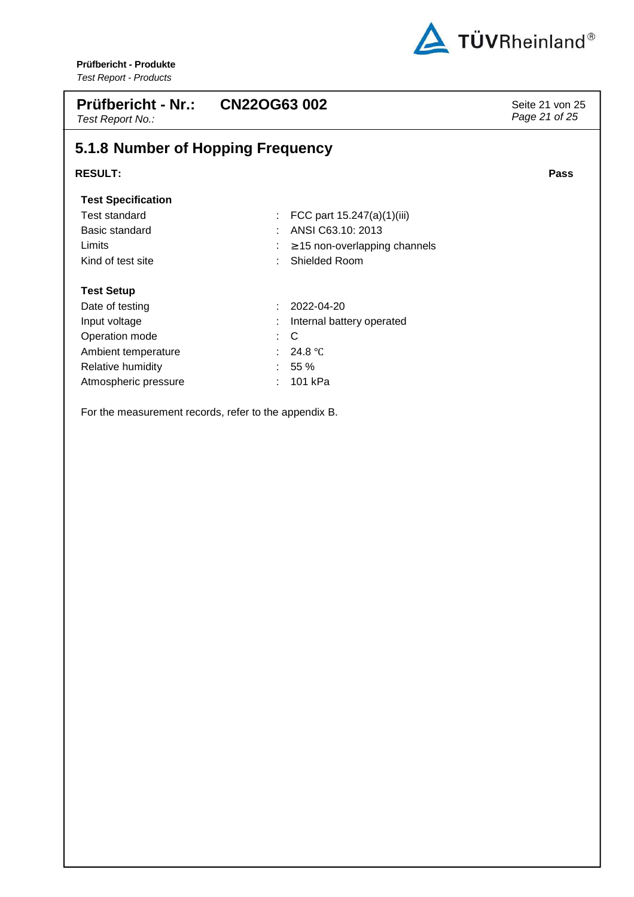## 5.1.8 Number of Hopping Frequency

**RESULT:** **Pass**

**Test Specification**

| | | |
|---|---|---|
| Test standard | : | FCC part 15.247(a)(1)(iii) |
| Basic standard | : | ANSI C63.10: 2013 |
| Limits | : | ≥15 non-overlapping channels |
| Kind of test site | : | Shielded Room |

**Test Setup**

| | | |
|---|---|---|
| Date of testing | : | 2022-04-20 |
| Input voltage | : | Internal battery operated |
| Operation mode | : | C |
| Ambient temperature | : | 24.8 ℃ |
| Relative humidity | : | 55 % |
| Atmospheric pressure | : | 101 kPa |

For the measurement records, refer to the appendix B.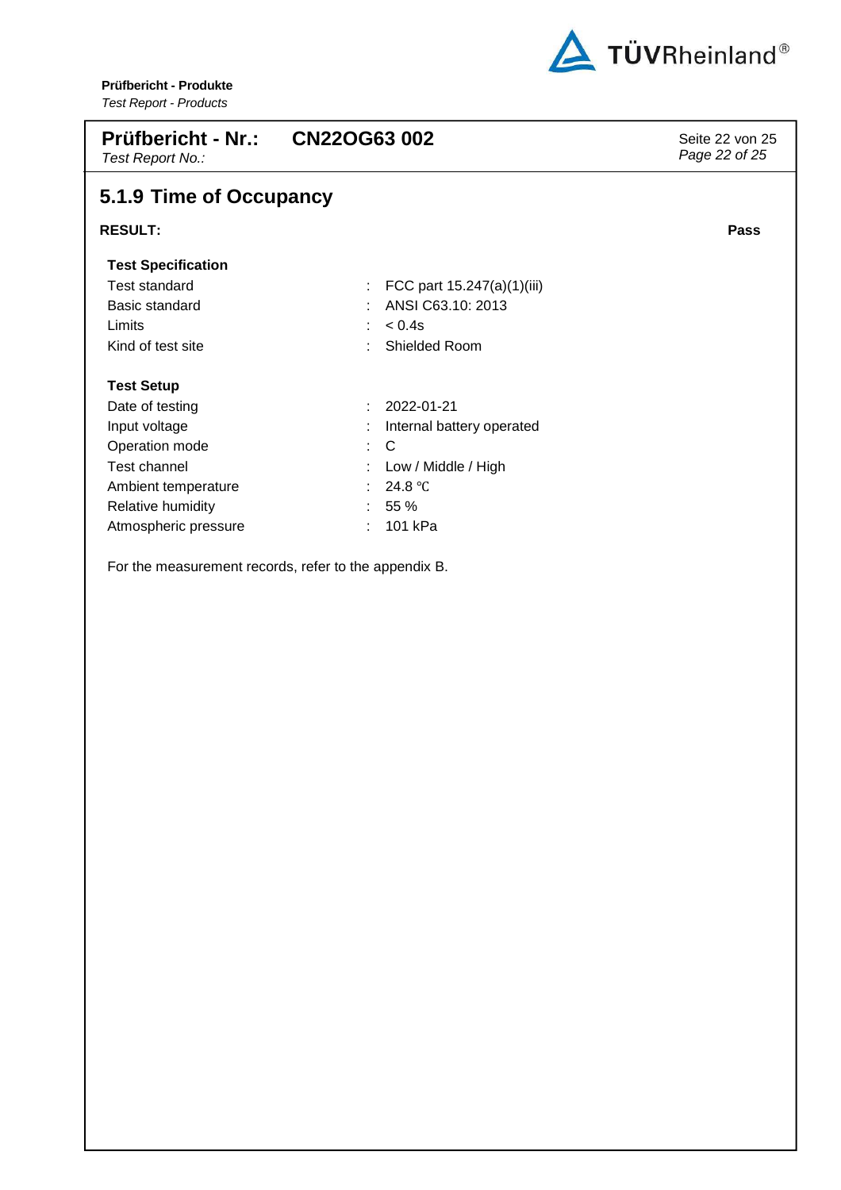## 5.1.9 Time of Occupancy

**RESULT:** **Pass**

**Test Specification**

| | | |
|---|---|---|
| Test standard | : | FCC part 15.247(a)(1)(iii) |
| Basic standard | : | ANSI C63.10: 2013 |
| Limits | : | < 0.4s |
| Kind of test site | : | Shielded Room |

**Test Setup**

| | | |
|---|---|---|
| Date of testing | : | 2022-01-21 |
| Input voltage | : | Internal battery operated |
| Operation mode | : | C |
| Test channel | : | Low / Middle / High |
| Ambient temperature | : | 24.8 ℃ |
| Relative humidity | : | 55 % |
| Atmospheric pressure | : | 101 kPa |

For the measurement records, refer to the appendix B.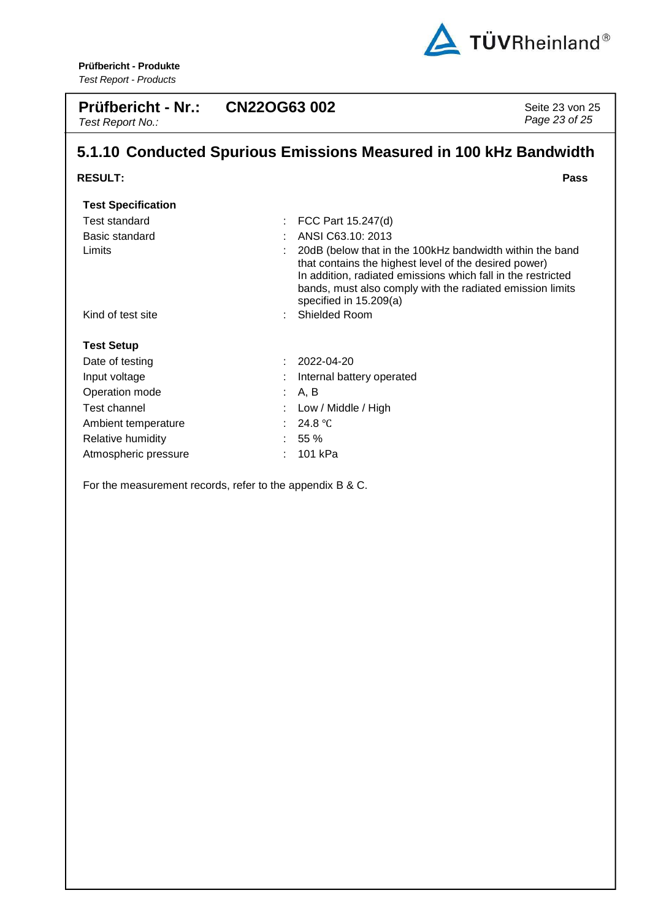## 5.1.10 Conducted Spurious Emissions Measured in 100 kHz Bandwidth

**RESULT:** **Pass**

**Test Specification**

| | | |
|---|---|---|
| Test standard | : | FCC Part 15.247(d) |
| Basic standard | : | ANSI C63.10: 2013 |
| Limits | : | 20dB (below that in the 100kHz bandwidth within the band that contains the highest level of the desired power) In addition, radiated emissions which fall in the restricted bands, must also comply with the radiated emission limits specified in 15.209(a) |
| Kind of test site | : | Shielded Room |

**Test Setup**

| | | |
|---|---|---|
| Date of testing | : | 2022-04-20 |
| Input voltage | : | Internal battery operated |
| Operation mode | : | A, B |
| Test channel | : | Low / Middle / High |
| Ambient temperature | : | 24.8 ℃ |
| Relative humidity | : | 55 % |
| Atmospheric pressure | : | 101 kPa |

For the measurement records, refer to the appendix B & C.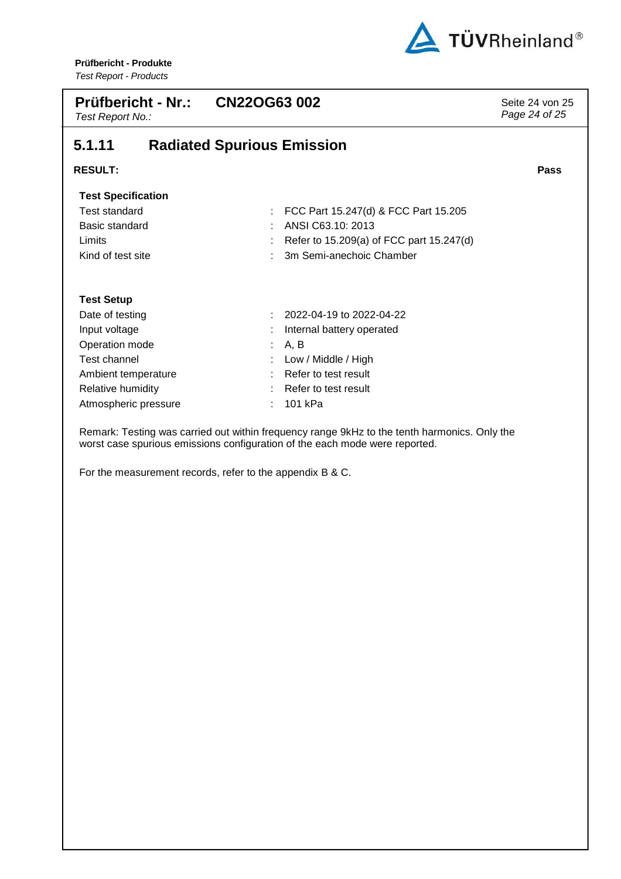## 5.1.11 Radiated Spurious Emission

**RESULT:** **Pass**

**Test Specification**

| | | |
|---|---|---|
| Test standard | : | FCC Part 15.247(d) & FCC Part 15.205 |
| Basic standard | : | ANSI C63.10: 2013 |
| Limits | : | Refer to 15.209(a) of FCC part 15.247(d) |
| Kind of test site | : | 3m Semi-anechoic Chamber |

**Test Setup**

| | | |
|---|---|---|
| Date of testing | : | 2022-04-19 to 2022-04-22 |
| Input voltage | : | Internal battery operated |
| Operation mode | : | A, B |
| Test channel | : | Low / Middle / High |
| Ambient temperature | : | Refer to test result |
| Relative humidity | : | Refer to test result |
| Atmospheric pressure | : | 101 kPa |

Remark: Testing was carried out within frequency range 9kHz to the tenth harmonics. Only the worst case spurious emissions configuration of the each mode were reported.

For the measurement records, refer to the appendix B & C.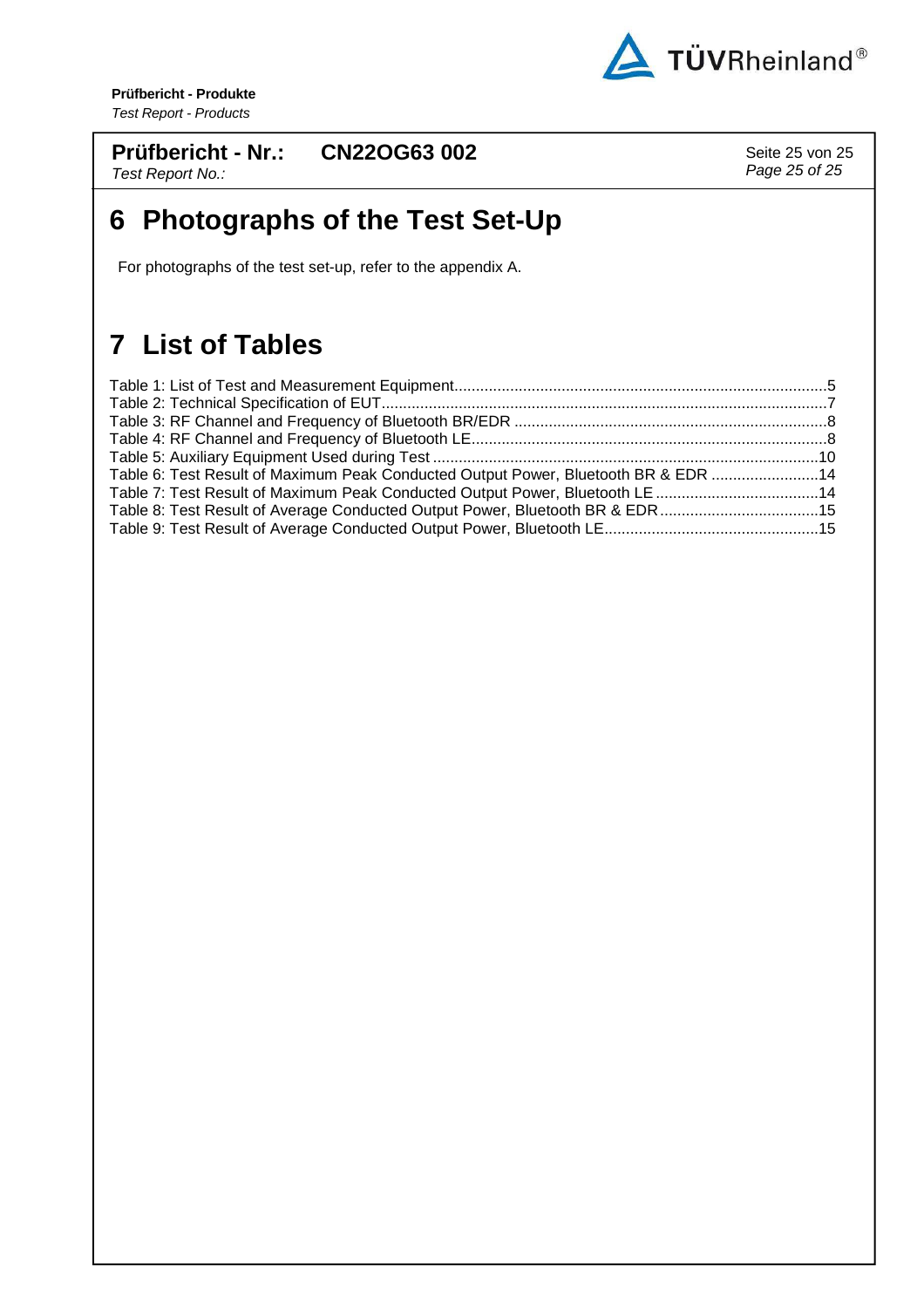# 6 Photographs of the Test Set-Up

For photographs of the test set-up, refer to the appendix A.

# 7 List of Tables

Table 1: List of Test and Measurement Equipment......................................................................................5
Table 2: Technical Specification of EUT.......................................................................................................7
Table 3: RF Channel and Frequency of Bluetooth BR/EDR .........................................................................8
Table 4: RF Channel and Frequency of Bluetooth LE..................................................................................8
Table 5: Auxiliary Equipment Used during Test ..........................................................................................10
Table 6: Test Result of Maximum Peak Conducted Output Power, Bluetooth BR & EDR .........................14
Table 7: Test Result of Maximum Peak Conducted Output Power, Bluetooth LE ......................................14
Table 8: Test Result of Average Conducted Output Power, Bluetooth BR & EDR.....................................15
Table 9: Test Result of Average Conducted Output Power, Bluetooth LE..................................................15